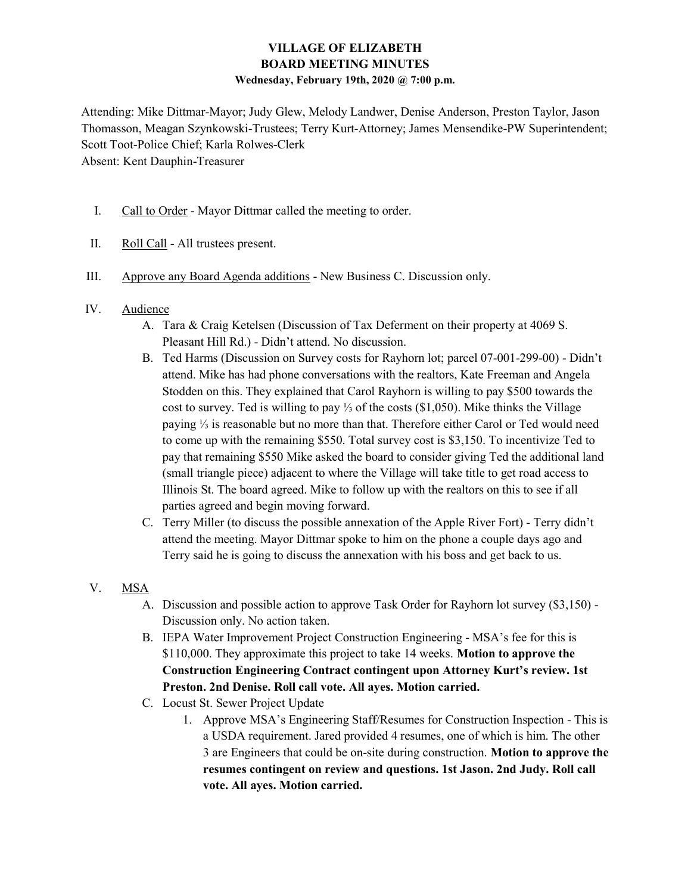# VILLAGE OF ELIZABETH
## BOARD MEETING MINUTES
**Wednesday, February 19th, 2020 @ 7:00 p.m.**

Attending: Mike Dittmar-Mayor; Judy Glew, Melody Landwer, Denise Anderson, Preston Taylor, Jason Thomasson, Meagan Szynkowski-Trustees; Terry Kurt-Attorney; James Mensendike-PW Superintendent; Scott Toot-Police Chief; Karla Rolwes-Clerk
Absent: Kent Dauphin-Treasurer

I. Call to Order - Mayor Dittmar called the meeting to order.

II. Roll Call - All trustees present.

III. Approve any Board Agenda additions - New Business C. Discussion only.

IV. Audience
   A. Tara & Craig Ketelsen (Discussion of Tax Deferment on their property at 4069 S. Pleasant Hill Rd.) - Didn't attend. No discussion.
   B. Ted Harms (Discussion on Survey costs for Rayhorn lot; parcel 07-001-299-00) - Didn't attend. Mike has had phone conversations with the realtors, Kate Freeman and Angela Stodden on this. They explained that Carol Rayhorn is willing to pay $500 towards the cost to survey. Ted is willing to pay ⅓ of the costs ($1,050). Mike thinks the Village paying ⅓ is reasonable but no more than that. Therefore either Carol or Ted would need to come up with the remaining $550. Total survey cost is $3,150. To incentivize Ted to pay that remaining $550 Mike asked the board to consider giving Ted the additional land (small triangle piece) adjacent to where the Village will take title to get road access to Illinois St. The board agreed. Mike to follow up with the realtors on this to see if all parties agreed and begin moving forward.
   C. Terry Miller (to discuss the possible annexation of the Apple River Fort) - Terry didn't attend the meeting. Mayor Dittmar spoke to him on the phone a couple days ago and Terry said he is going to discuss the annexation with his boss and get back to us.

V. MSA
   A. Discussion and possible action to approve Task Order for Rayhorn lot survey ($3,150) - Discussion only. No action taken.
   B. IEPA Water Improvement Project Construction Engineering - MSA's fee for this is $110,000. They approximate this project to take 14 weeks. **Motion to approve the Construction Engineering Contract contingent upon Attorney Kurt's review. 1st Preston. 2nd Denise. Roll call vote. All ayes. Motion carried.**
   C. Locust St. Sewer Project Update
      1. Approve MSA's Engineering Staff/Resumes for Construction Inspection - This is a USDA requirement. Jared provided 4 resumes, one of which is him. The other 3 are Engineers that could be on-site during construction. **Motion to approve the resumes contingent on review and questions. 1st Jason. 2nd Judy. Roll call vote. All ayes. Motion carried.**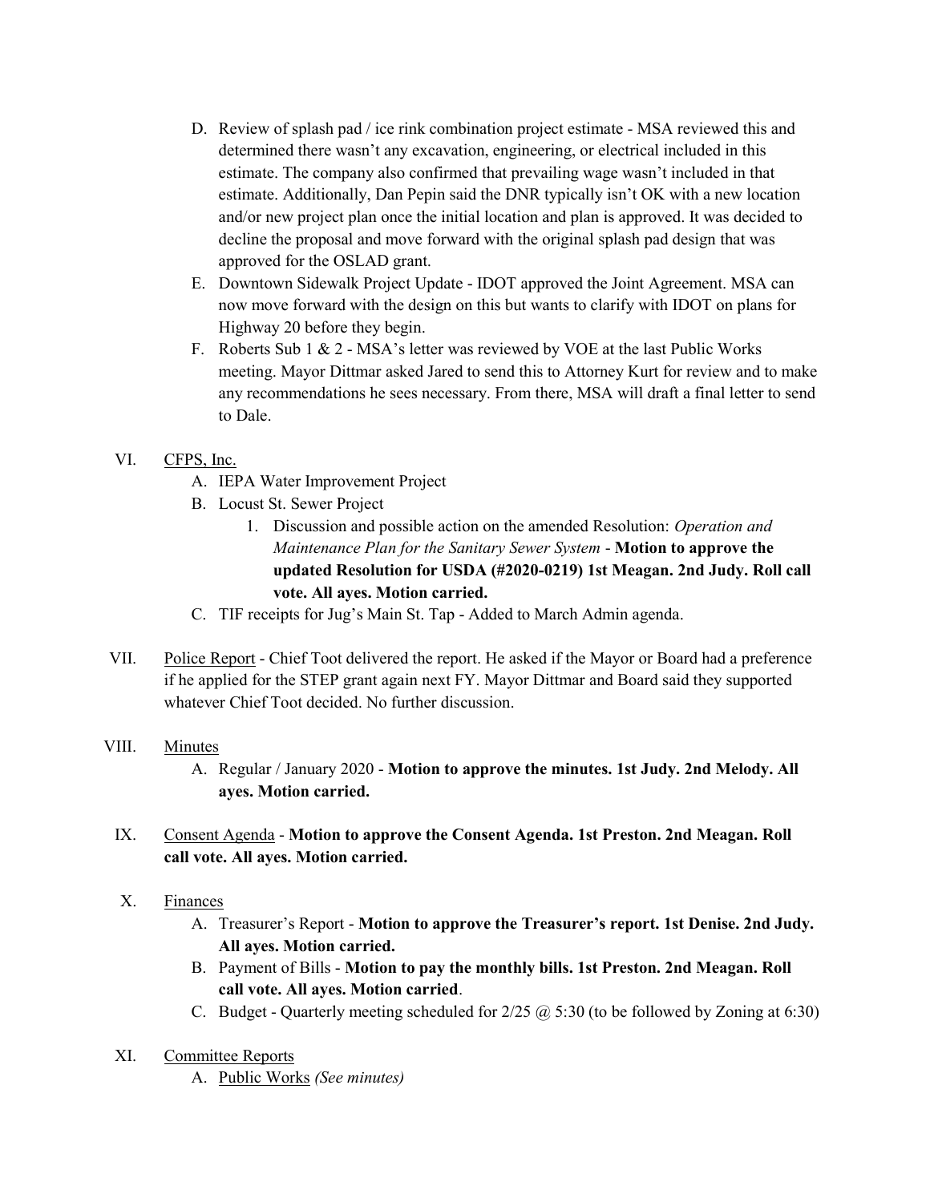D. Review of splash pad / ice rink combination project estimate - MSA reviewed this and determined there wasn't any excavation, engineering, or electrical included in this estimate. The company also confirmed that prevailing wage wasn't included in that estimate. Additionally, Dan Pepin said the DNR typically isn't OK with a new location and/or new project plan once the initial location and plan is approved. It was decided to decline the proposal and move forward with the original splash pad design that was approved for the OSLAD grant.

E. Downtown Sidewalk Project Update - IDOT approved the Joint Agreement. MSA can now move forward with the design on this but wants to clarify with IDOT on plans for Highway 20 before they begin.

F. Roberts Sub 1 & 2 - MSA's letter was reviewed by VOE at the last Public Works meeting. Mayor Dittmar asked Jared to send this to Attorney Kurt for review and to make any recommendations he sees necessary. From there, MSA will draft a final letter to send to Dale.

VI. <u>CFPS, Inc.</u>

A. IEPA Water Improvement Project

B. Locust St. Sewer Project

1. Discussion and possible action on the amended Resolution: *Operation and Maintenance Plan for the Sanitary Sewer System* - **Motion to approve the updated Resolution for USDA (#2020-0219) 1st Meagan. 2nd Judy. Roll call vote. All ayes. Motion carried.**

C. TIF receipts for Jug's Main St. Tap - Added to March Admin agenda.

VII. <u>Police Report</u> - Chief Toot delivered the report. He asked if the Mayor or Board had a preference if he applied for the STEP grant again next FY. Mayor Dittmar and Board said they supported whatever Chief Toot decided. No further discussion.

VIII. <u>Minutes</u>

A. Regular / January 2020 - **Motion to approve the minutes. 1st Judy. 2nd Melody. All ayes. Motion carried.**

IX. <u>Consent Agenda</u> - **Motion to approve the Consent Agenda. 1st Preston. 2nd Meagan. Roll call vote. All ayes. Motion carried.**

X. <u>Finances</u>

A. Treasurer's Report - **Motion to approve the Treasurer's report. 1st Denise. 2nd Judy. All ayes. Motion carried.**

B. Payment of Bills - **Motion to pay the monthly bills. 1st Preston. 2nd Meagan. Roll call vote. All ayes. Motion carried**.

C. Budget - Quarterly meeting scheduled for 2/25 @ 5:30 (to be followed by Zoning at 6:30)

XI. <u>Committee Reports</u>

A. <u>Public Works</u> *(See minutes)*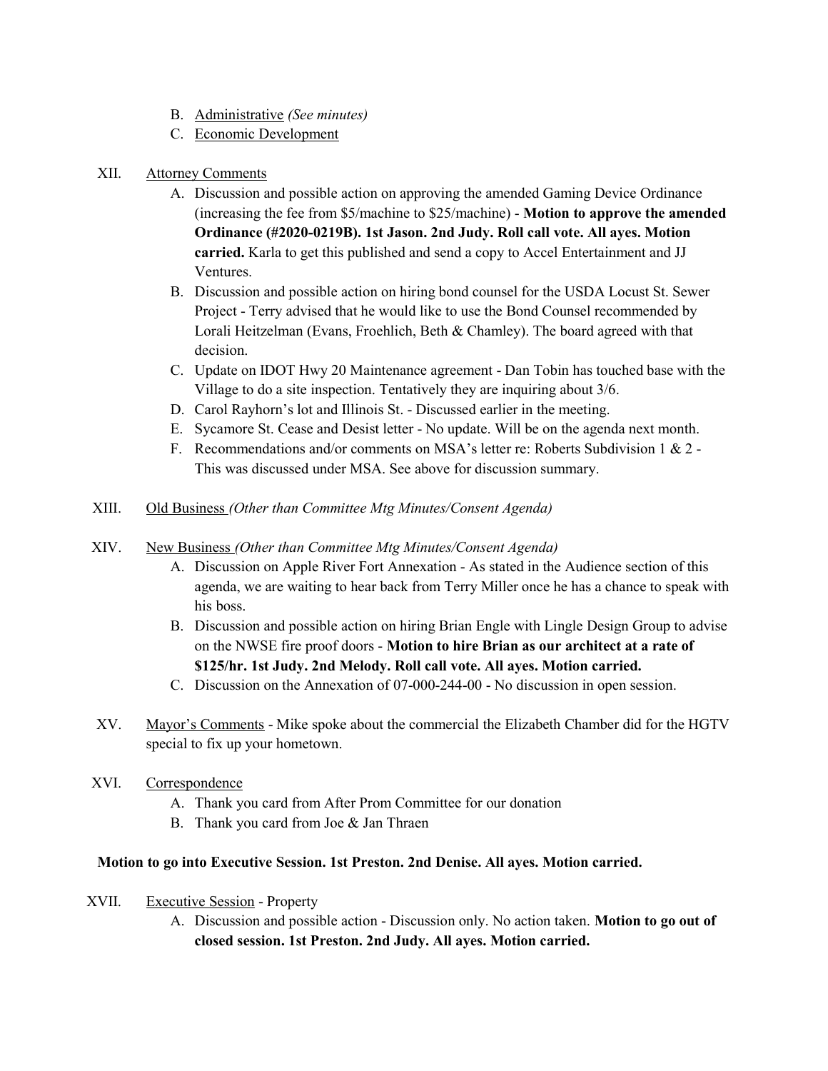B. Administrative *(See minutes)*
C. Economic Development

XII. Attorney Comments
   A. Discussion and possible action on approving the amended Gaming Device Ordinance (increasing the fee from $5/machine to $25/machine) - **Motion to approve the amended Ordinance (#2020-0219B). 1st Jason. 2nd Judy. Roll call vote. All ayes. Motion carried.** Karla to get this published and send a copy to Accel Entertainment and JJ Ventures.
   B. Discussion and possible action on hiring bond counsel for the USDA Locust St. Sewer Project - Terry advised that he would like to use the Bond Counsel recommended by Lorali Heitzelman (Evans, Froehlich, Beth & Chamley). The board agreed with that decision.
   C. Update on IDOT Hwy 20 Maintenance agreement - Dan Tobin has touched base with the Village to do a site inspection. Tentatively they are inquiring about 3/6.
   D. Carol Rayhorn's lot and Illinois St. - Discussed earlier in the meeting.
   E. Sycamore St. Cease and Desist letter - No update. Will be on the agenda next month.
   F. Recommendations and/or comments on MSA's letter re: Roberts Subdivision 1 & 2 - This was discussed under MSA. See above for discussion summary.

XIII. Old Business *(Other than Committee Mtg Minutes/Consent Agenda)*

XIV. New Business *(Other than Committee Mtg Minutes/Consent Agenda)*
   A. Discussion on Apple River Fort Annexation - As stated in the Audience section of this agenda, we are waiting to hear back from Terry Miller once he has a chance to speak with his boss.
   B. Discussion and possible action on hiring Brian Engle with Lingle Design Group to advise on the NWSE fire proof doors - **Motion to hire Brian as our architect at a rate of $125/hr. 1st Judy. 2nd Melody. Roll call vote. All ayes. Motion carried.**
   C. Discussion on the Annexation of 07-000-244-00 - No discussion in open session.

XV. Mayor's Comments - Mike spoke about the commercial the Elizabeth Chamber did for the HGTV special to fix up your hometown.

XVI. Correspondence
   A. Thank you card from After Prom Committee for our donation
   B. Thank you card from Joe & Jan Thraen

**Motion to go into Executive Session. 1st Preston. 2nd Denise. All ayes. Motion carried.**

XVII. Executive Session - Property
   A. Discussion and possible action - Discussion only. No action taken. **Motion to go out of closed session. 1st Preston. 2nd Judy. All ayes. Motion carried.**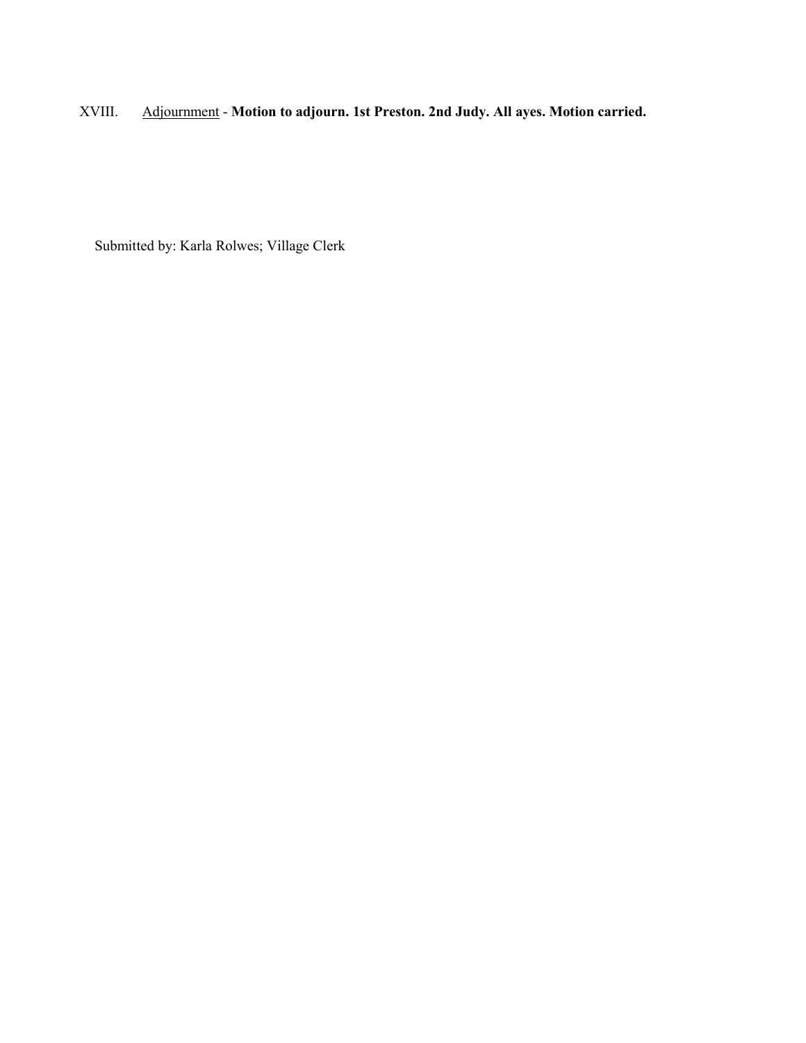XVIII. Adjournment - **Motion to adjourn. 1st Preston. 2nd Judy. All ayes. Motion carried.**

Submitted by: Karla Rolwes; Village Clerk